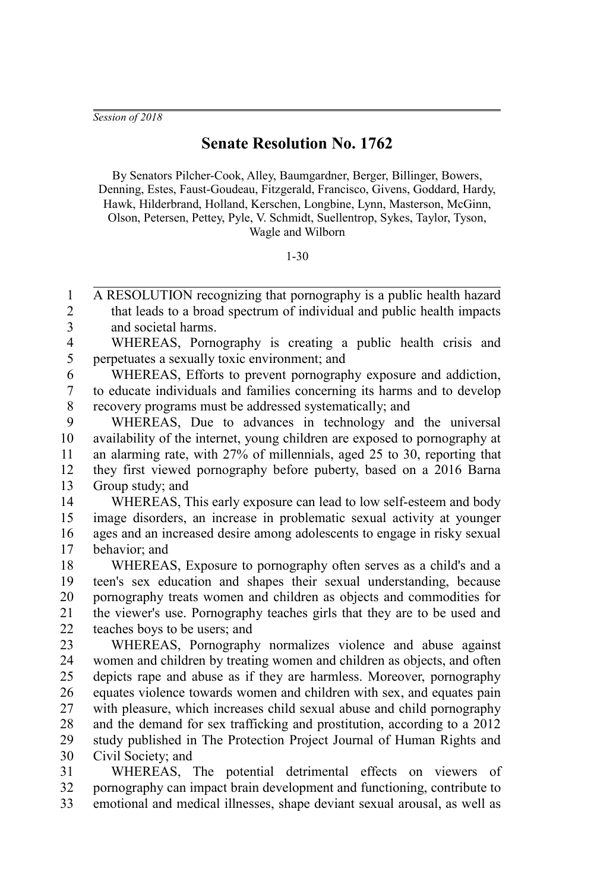*Session of 2018*

# Senate Resolution No. 1762

By Senators Pilcher-Cook, Alley, Baumgardner, Berger, Billinger, Bowers, Denning, Estes, Faust-Goudeau, Fitzgerald, Francisco, Givens, Goddard, Hardy, Hawk, Hilderbrand, Holland, Kerschen, Longbine, Lynn, Masterson, McGinn, Olson, Petersen, Pettey, Pyle, V. Schmidt, Suellentrop, Sykes, Taylor, Tyson, Wagle and Wilborn

1-30

A RESOLUTION recognizing that pornography is a public health hazard that leads to a broad spectrum of individual and public health impacts and societal harms.

WHEREAS, Pornography is creating a public health crisis and perpetuates a sexually toxic environment; and

WHEREAS, Efforts to prevent pornography exposure and addiction, to educate individuals and families concerning its harms and to develop recovery programs must be addressed systematically; and

WHEREAS, Due to advances in technology and the universal availability of the internet, young children are exposed to pornography at an alarming rate, with 27% of millennials, aged 25 to 30, reporting that they first viewed pornography before puberty, based on a 2016 Barna Group study; and

WHEREAS, This early exposure can lead to low self-esteem and body image disorders, an increase in problematic sexual activity at younger ages and an increased desire among adolescents to engage in risky sexual behavior; and

WHEREAS, Exposure to pornography often serves as a child's and a teen's sex education and shapes their sexual understanding, because pornography treats women and children as objects and commodities for the viewer's use. Pornography teaches girls that they are to be used and teaches boys to be users; and

WHEREAS, Pornography normalizes violence and abuse against women and children by treating women and children as objects, and often depicts rape and abuse as if they are harmless. Moreover, pornography equates violence towards women and children with sex, and equates pain with pleasure, which increases child sexual abuse and child pornography and the demand for sex trafficking and prostitution, according to a 2012 study published in The Protection Project Journal of Human Rights and Civil Society; and

WHEREAS, The potential detrimental effects on viewers of pornography can impact brain development and functioning, contribute to emotional and medical illnesses, shape deviant sexual arousal, as well as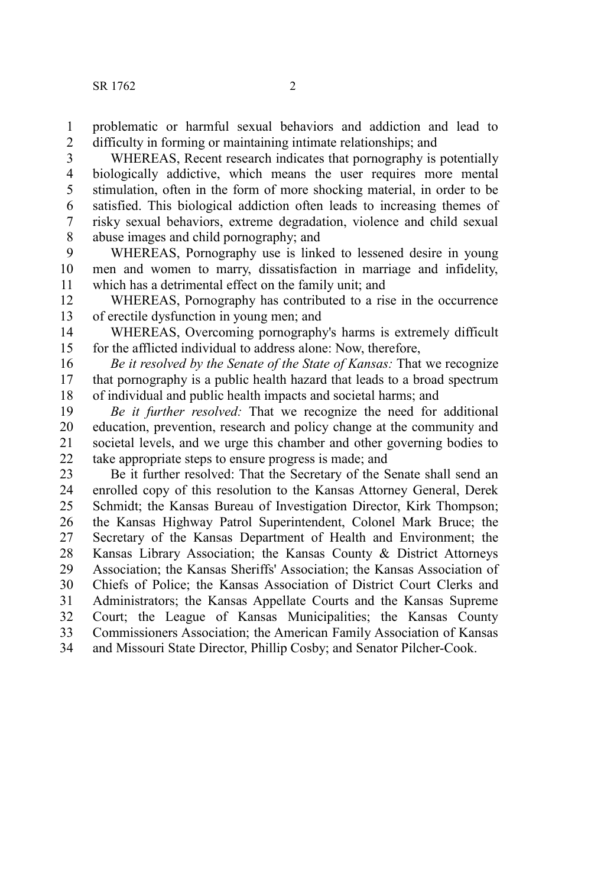problematic or harmful sexual behaviors and addiction and lead to difficulty in forming or maintaining intimate relationships; and

WHEREAS, Recent research indicates that pornography is potentially biologically addictive, which means the user requires more mental stimulation, often in the form of more shocking material, in order to be satisfied. This biological addiction often leads to increasing themes of risky sexual behaviors, extreme degradation, violence and child sexual abuse images and child pornography; and

WHEREAS, Pornography use is linked to lessened desire in young men and women to marry, dissatisfaction in marriage and infidelity, which has a detrimental effect on the family unit; and

WHEREAS, Pornography has contributed to a rise in the occurrence of erectile dysfunction in young men; and

WHEREAS, Overcoming pornography's harms is extremely difficult for the afflicted individual to address alone: Now, therefore,

*Be it resolved by the Senate of the State of Kansas:* That we recognize that pornography is a public health hazard that leads to a broad spectrum of individual and public health impacts and societal harms; and

*Be it further resolved:* That we recognize the need for additional education, prevention, research and policy change at the community and societal levels, and we urge this chamber and other governing bodies to take appropriate steps to ensure progress is made; and

Be it further resolved: That the Secretary of the Senate shall send an enrolled copy of this resolution to the Kansas Attorney General, Derek Schmidt; the Kansas Bureau of Investigation Director, Kirk Thompson; the Kansas Highway Patrol Superintendent, Colonel Mark Bruce; the Secretary of the Kansas Department of Health and Environment; the Kansas Library Association; the Kansas County & District Attorneys Association; the Kansas Sheriffs' Association; the Kansas Association of Chiefs of Police; the Kansas Association of District Court Clerks and Administrators; the Kansas Appellate Courts and the Kansas Supreme Court; the League of Kansas Municipalities; the Kansas County Commissioners Association; the American Family Association of Kansas and Missouri State Director, Phillip Cosby; and Senator Pilcher-Cook.